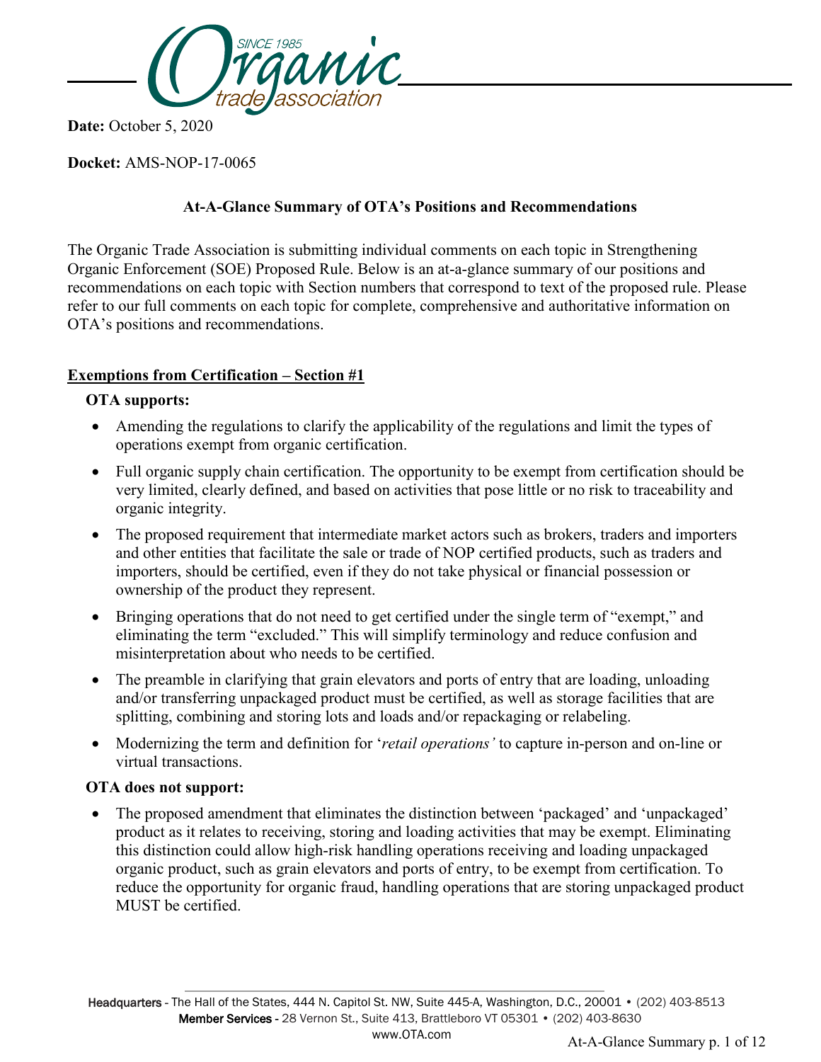**Date:** October 5, 2020

**Docket:** AMS-NOP-17-0065

## At-A-Glance Summary of OTA's Positions and Recommendations

The Organic Trade Association is submitting individual comments on each topic in Strengthening Organic Enforcement (SOE) Proposed Rule. Below is an at-a-glance summary of our positions and recommendations on each topic with Section numbers that correspond to text of the proposed rule. Please refer to our full comments on each topic for complete, comprehensive and authoritative information on OTA's positions and recommendations.

### Exemptions from Certification – Section #1

**OTA supports:**

- Amending the regulations to clarify the applicability of the regulations and limit the types of operations exempt from organic certification.
- Full organic supply chain certification. The opportunity to be exempt from certification should be very limited, clearly defined, and based on activities that pose little or no risk to traceability and organic integrity.
- The proposed requirement that intermediate market actors such as brokers, traders and importers and other entities that facilitate the sale or trade of NOP certified products, such as traders and importers, should be certified, even if they do not take physical or financial possession or ownership of the product they represent.
- Bringing operations that do not need to get certified under the single term of "exempt," and eliminating the term "excluded." This will simplify terminology and reduce confusion and misinterpretation about who needs to be certified.
- The preamble in clarifying that grain elevators and ports of entry that are loading, unloading and/or transferring unpackaged product must be certified, as well as storage facilities that are splitting, combining and storing lots and loads and/or repackaging or relabeling.
- Modernizing the term and definition for '*retail operations'* to capture in-person and on-line or virtual transactions.

**OTA does not support:**

- The proposed amendment that eliminates the distinction between 'packaged' and 'unpackaged' product as it relates to receiving, storing and loading activities that may be exempt. Eliminating this distinction could allow high-risk handling operations receiving and loading unpackaged organic product, such as grain elevators and ports of entry, to be exempt from certification. To reduce the opportunity for organic fraud, handling operations that are storing unpackaged product MUST be certified.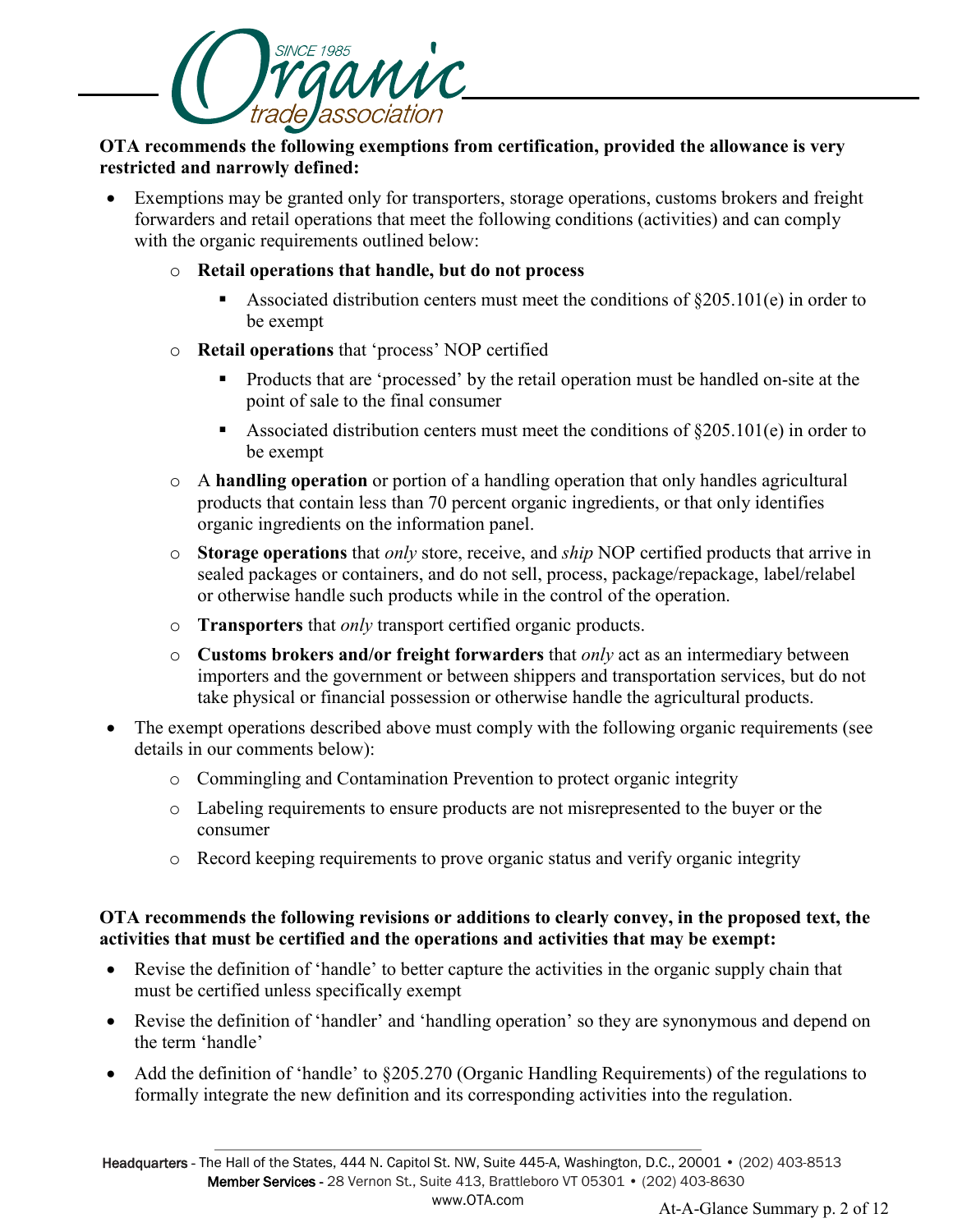**OTA recommends the following exemptions from certification, provided the allowance is very restricted and narrowly defined:**

- Exemptions may be granted only for transporters, storage operations, customs brokers and freight forwarders and retail operations that meet the following conditions (activities) and can comply with the organic requirements outlined below:
  - **Retail operations that handle, but do not process**
    - Associated distribution centers must meet the conditions of §205.101(e) in order to be exempt
  - **Retail operations** that 'process' NOP certified
    - Products that are 'processed' by the retail operation must be handled on-site at the point of sale to the final consumer
    - Associated distribution centers must meet the conditions of §205.101(e) in order to be exempt
  - A **handling operation** or portion of a handling operation that only handles agricultural products that contain less than 70 percent organic ingredients, or that only identifies organic ingredients on the information panel.
  - **Storage operations** that *only* store, receive, and *ship* NOP certified products that arrive in sealed packages or containers, and do not sell, process, package/repackage, label/relabel or otherwise handle such products while in the control of the operation.
  - **Transporters** that *only* transport certified organic products.
  - **Customs brokers and/or freight forwarders** that *only* act as an intermediary between importers and the government or between shippers and transportation services, but do not take physical or financial possession or otherwise handle the agricultural products.
- The exempt operations described above must comply with the following organic requirements (see details in our comments below):
  - Commingling and Contamination Prevention to protect organic integrity
  - Labeling requirements to ensure products are not misrepresented to the buyer or the consumer
  - Record keeping requirements to prove organic status and verify organic integrity

**OTA recommends the following revisions or additions to clearly convey, in the proposed text, the activities that must be certified and the operations and activities that may be exempt:**

- Revise the definition of 'handle' to better capture the activities in the organic supply chain that must be certified unless specifically exempt
- Revise the definition of 'handler' and 'handling operation' so they are synonymous and depend on the term 'handle'
- Add the definition of 'handle' to §205.270 (Organic Handling Requirements) of the regulations to formally integrate the new definition and its corresponding activities into the regulation.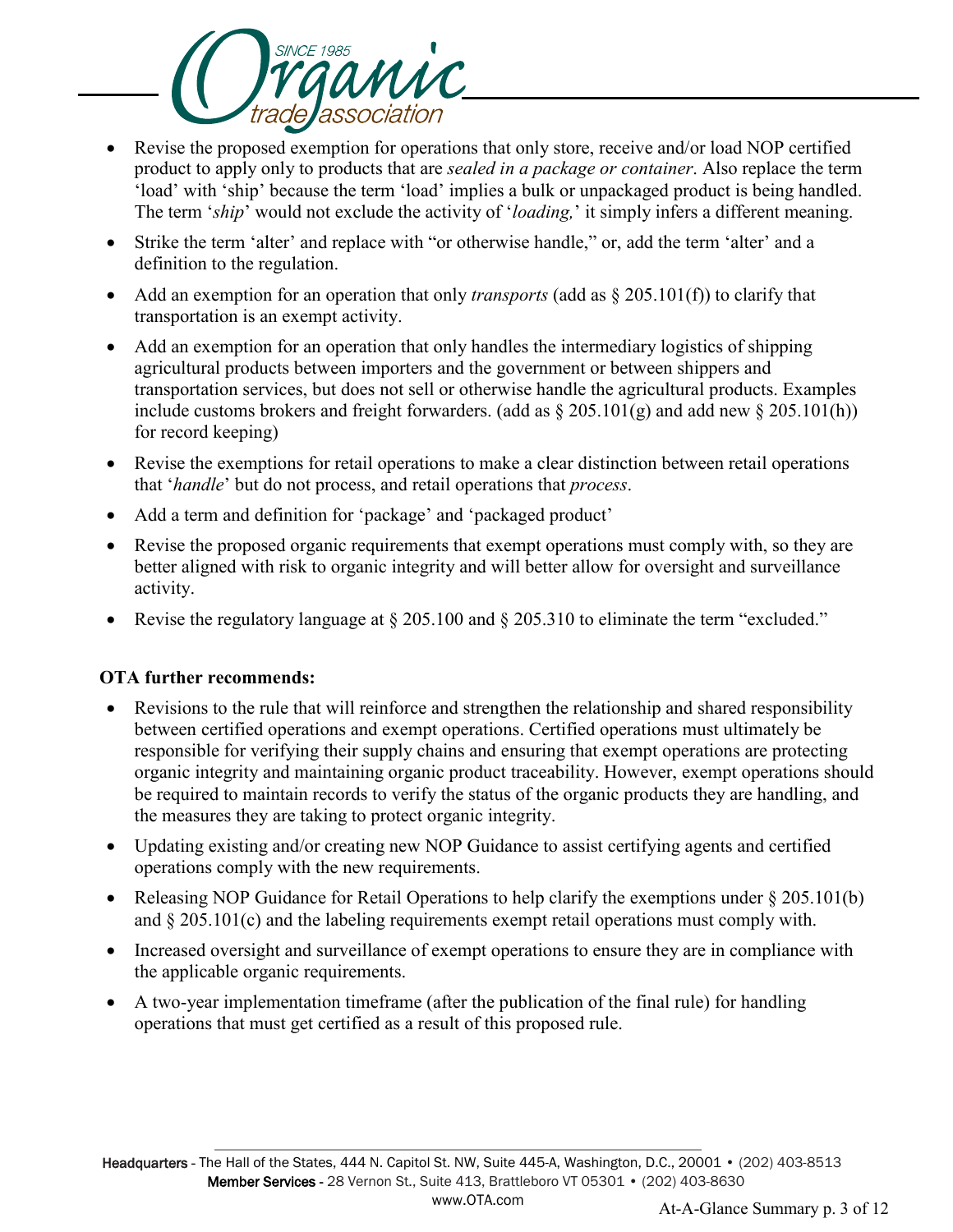- Revise the proposed exemption for operations that only store, receive and/or load NOP certified product to apply only to products that are *sealed in a package or container.* Also replace the term 'load' with 'ship' because the term 'load' implies a bulk or unpackaged product is being handled. The term '*ship*' would not exclude the activity of '*loading,*' it simply infers a different meaning.
- Strike the term 'alter' and replace with "or otherwise handle," or, add the term 'alter' and a definition to the regulation.
- Add an exemption for an operation that only *transports* (add as § 205.101(f)) to clarify that transportation is an exempt activity.
- Add an exemption for an operation that only handles the intermediary logistics of shipping agricultural products between importers and the government or between shippers and transportation services, but does not sell or otherwise handle the agricultural products. Examples include customs brokers and freight forwarders. (add as § 205.101(g) and add new § 205.101(h)) for record keeping)
- Revise the exemptions for retail operations to make a clear distinction between retail operations that '*handle*' but do not process, and retail operations that *process*.
- Add a term and definition for 'package' and 'packaged product'
- Revise the proposed organic requirements that exempt operations must comply with, so they are better aligned with risk to organic integrity and will better allow for oversight and surveillance activity.
- Revise the regulatory language at § 205.100 and § 205.310 to eliminate the term "excluded."

**OTA further recommends:**

- Revisions to the rule that will reinforce and strengthen the relationship and shared responsibility between certified operations and exempt operations. Certified operations must ultimately be responsible for verifying their supply chains and ensuring that exempt operations are protecting organic integrity and maintaining organic product traceability. However, exempt operations should be required to maintain records to verify the status of the organic products they are handling, and the measures they are taking to protect organic integrity.
- Updating existing and/or creating new NOP Guidance to assist certifying agents and certified operations comply with the new requirements.
- Releasing NOP Guidance for Retail Operations to help clarify the exemptions under § 205.101(b) and § 205.101(c) and the labeling requirements exempt retail operations must comply with.
- Increased oversight and surveillance of exempt operations to ensure they are in compliance with the applicable organic requirements.
- A two-year implementation timeframe (after the publication of the final rule) for handling operations that must get certified as a result of this proposed rule.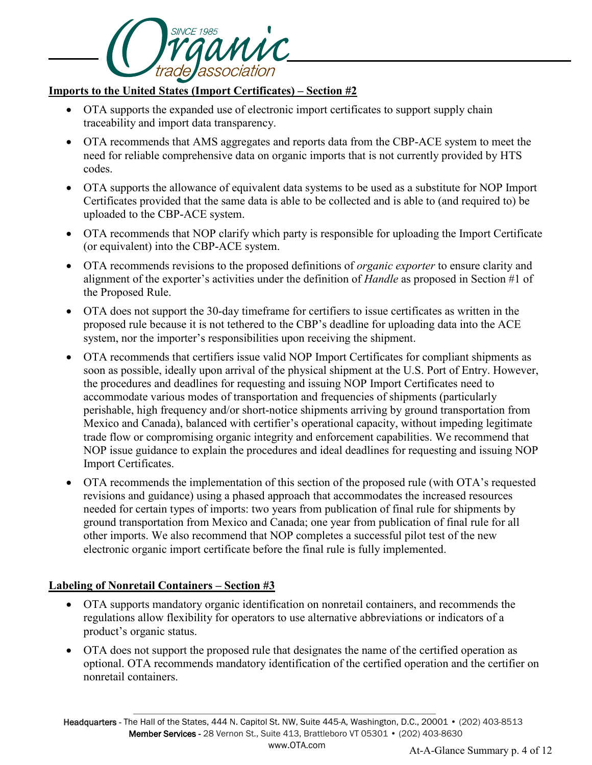**Imports to the United States (Import Certificates) – Section #2**

- OTA supports the expanded use of electronic import certificates to support supply chain traceability and import data transparency.
- OTA recommends that AMS aggregates and reports data from the CBP-ACE system to meet the need for reliable comprehensive data on organic imports that is not currently provided by HTS codes.
- OTA supports the allowance of equivalent data systems to be used as a substitute for NOP Import Certificates provided that the same data is able to be collected and is able to (and required to) be uploaded to the CBP-ACE system.
- OTA recommends that NOP clarify which party is responsible for uploading the Import Certificate (or equivalent) into the CBP-ACE system.
- OTA recommends revisions to the proposed definitions of *organic exporter* to ensure clarity and alignment of the exporter's activities under the definition of *Handle* as proposed in Section #1 of the Proposed Rule.
- OTA does not support the 30-day timeframe for certifiers to issue certificates as written in the proposed rule because it is not tethered to the CBP's deadline for uploading data into the ACE system, nor the importer's responsibilities upon receiving the shipment.
- OTA recommends that certifiers issue valid NOP Import Certificates for compliant shipments as soon as possible, ideally upon arrival of the physical shipment at the U.S. Port of Entry. However, the procedures and deadlines for requesting and issuing NOP Import Certificates need to accommodate various modes of transportation and frequencies of shipments (particularly perishable, high frequency and/or short-notice shipments arriving by ground transportation from Mexico and Canada), balanced with certifier's operational capacity, without impeding legitimate trade flow or compromising organic integrity and enforcement capabilities. We recommend that NOP issue guidance to explain the procedures and ideal deadlines for requesting and issuing NOP Import Certificates.
- OTA recommends the implementation of this section of the proposed rule (with OTA's requested revisions and guidance) using a phased approach that accommodates the increased resources needed for certain types of imports: two years from publication of final rule for shipments by ground transportation from Mexico and Canada; one year from publication of final rule for all other imports. We also recommend that NOP completes a successful pilot test of the new electronic organic import certificate before the final rule is fully implemented.

**Labeling of Nonretail Containers – Section #3**

- OTA supports mandatory organic identification on nonretail containers, and recommends the regulations allow flexibility for operators to use alternative abbreviations or indicators of a product's organic status.
- OTA does not support the proposed rule that designates the name of the certified operation as optional. OTA recommends mandatory identification of the certified operation and the certifier on nonretail containers.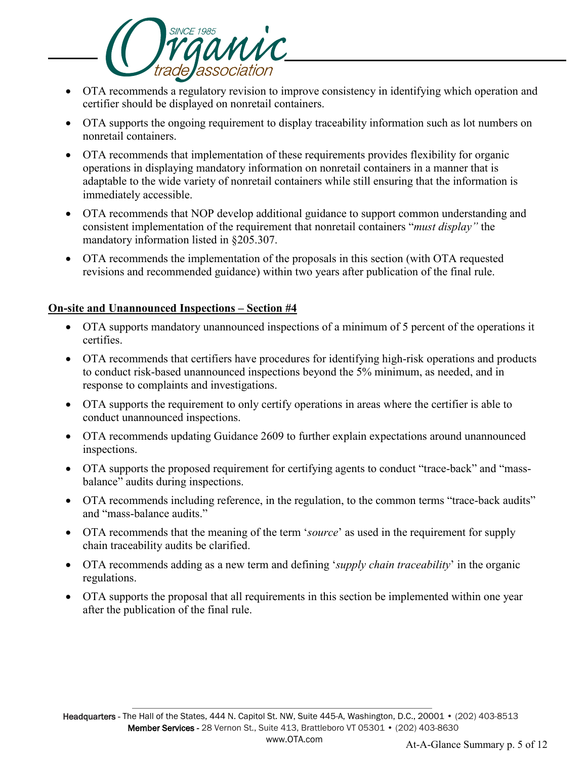- OTA recommends a regulatory revision to improve consistency in identifying which operation and certifier should be displayed on nonretail containers.
- OTA supports the ongoing requirement to display traceability information such as lot numbers on nonretail containers.
- OTA recommends that implementation of these requirements provides flexibility for organic operations in displaying mandatory information on nonretail containers in a manner that is adaptable to the wide variety of nonretail containers while still ensuring that the information is immediately accessible.
- OTA recommends that NOP develop additional guidance to support common understanding and consistent implementation of the requirement that nonretail containers "*must display"* the mandatory information listed in §205.307.
- OTA recommends the implementation of the proposals in this section (with OTA requested revisions and recommended guidance) within two years after publication of the final rule.

**<u>On-site and Unannounced Inspections – Section #4</u>**

- OTA supports mandatory unannounced inspections of a minimum of 5 percent of the operations it certifies.
- OTA recommends that certifiers have procedures for identifying high-risk operations and products to conduct risk-based unannounced inspections beyond the 5% minimum, as needed, and in response to complaints and investigations.
- OTA supports the requirement to only certify operations in areas where the certifier is able to conduct unannounced inspections.
- OTA recommends updating Guidance 2609 to further explain expectations around unannounced inspections.
- OTA supports the proposed requirement for certifying agents to conduct "trace-back" and "mass-balance" audits during inspections.
- OTA recommends including reference, in the regulation, to the common terms "trace-back audits" and "mass-balance audits."
- OTA recommends that the meaning of the term '*source*' as used in the requirement for supply chain traceability audits be clarified.
- OTA recommends adding as a new term and defining '*supply chain traceability*' in the organic regulations.
- OTA supports the proposal that all requirements in this section be implemented within one year after the publication of the final rule.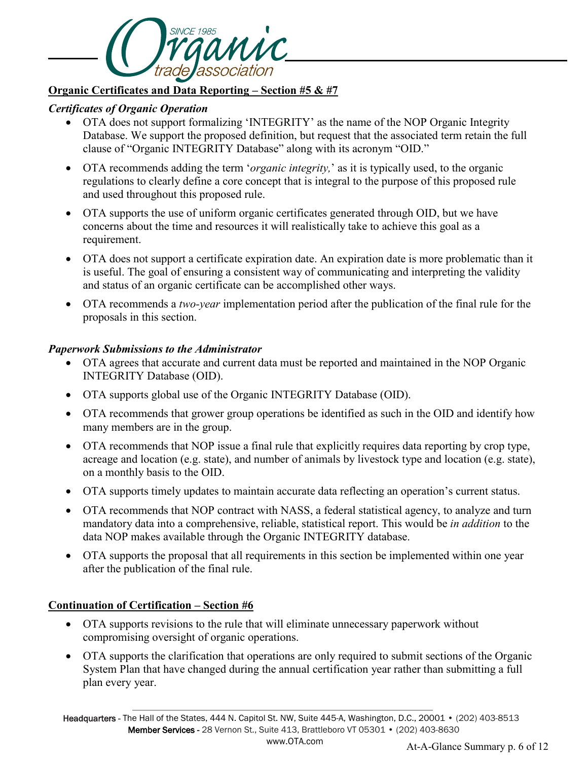## Organic Certificates and Data Reporting – Section #5 & #7

### *Certificates of Organic Operation*

- OTA does not support formalizing 'INTEGRITY' as the name of the NOP Organic Integrity Database. We support the proposed definition, but request that the associated term retain the full clause of "Organic INTEGRITY Database" along with its acronym "OID."
- OTA recommends adding the term '*organic integrity,*' as it is typically used, to the organic regulations to clearly define a core concept that is integral to the purpose of this proposed rule and used throughout this proposed rule.
- OTA supports the use of uniform organic certificates generated through OID, but we have concerns about the time and resources it will realistically take to achieve this goal as a requirement.
- OTA does not support a certificate expiration date. An expiration date is more problematic than it is useful. The goal of ensuring a consistent way of communicating and interpreting the validity and status of an organic certificate can be accomplished other ways.
- OTA recommends a *two-year* implementation period after the publication of the final rule for the proposals in this section.

### *Paperwork Submissions to the Administrator*

- OTA agrees that accurate and current data must be reported and maintained in the NOP Organic INTEGRITY Database (OID).
- OTA supports global use of the Organic INTEGRITY Database (OID).
- OTA recommends that grower group operations be identified as such in the OID and identify how many members are in the group.
- OTA recommends that NOP issue a final rule that explicitly requires data reporting by crop type, acreage and location (e.g. state), and number of animals by livestock type and location (e.g. state), on a monthly basis to the OID.
- OTA supports timely updates to maintain accurate data reflecting an operation's current status.
- OTA recommends that NOP contract with NASS, a federal statistical agency, to analyze and turn mandatory data into a comprehensive, reliable, statistical report. This would be *in addition* to the data NOP makes available through the Organic INTEGRITY database.
- OTA supports the proposal that all requirements in this section be implemented within one year after the publication of the final rule.

## Continuation of Certification – Section #6

- OTA supports revisions to the rule that will eliminate unnecessary paperwork without compromising oversight of organic operations.
- OTA supports the clarification that operations are only required to submit sections of the Organic System Plan that have changed during the annual certification year rather than submitting a full plan every year.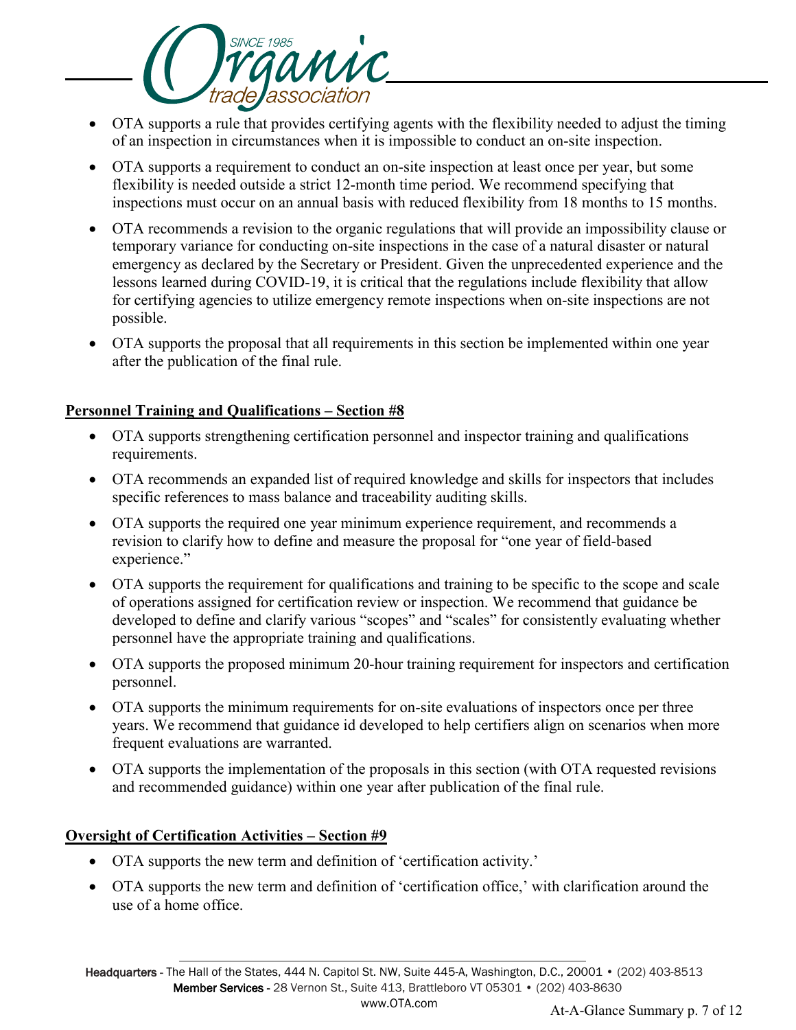- OTA supports a rule that provides certifying agents with the flexibility needed to adjust the timing of an inspection in circumstances when it is impossible to conduct an on-site inspection.
- OTA supports a requirement to conduct an on-site inspection at least once per year, but some flexibility is needed outside a strict 12-month time period. We recommend specifying that inspections must occur on an annual basis with reduced flexibility from 18 months to 15 months.
- OTA recommends a revision to the organic regulations that will provide an impossibility clause or temporary variance for conducting on-site inspections in the case of a natural disaster or natural emergency as declared by the Secretary or President. Given the unprecedented experience and the lessons learned during COVID-19, it is critical that the regulations include flexibility that allow for certifying agencies to utilize emergency remote inspections when on-site inspections are not possible.
- OTA supports the proposal that all requirements in this section be implemented within one year after the publication of the final rule.

**Personnel Training and Qualifications – Section #8**

- OTA supports strengthening certification personnel and inspector training and qualifications requirements.
- OTA recommends an expanded list of required knowledge and skills for inspectors that includes specific references to mass balance and traceability auditing skills.
- OTA supports the required one year minimum experience requirement, and recommends a revision to clarify how to define and measure the proposal for "one year of field-based experience."
- OTA supports the requirement for qualifications and training to be specific to the scope and scale of operations assigned for certification review or inspection. We recommend that guidance be developed to define and clarify various "scopes" and "scales" for consistently evaluating whether personnel have the appropriate training and qualifications.
- OTA supports the proposed minimum 20-hour training requirement for inspectors and certification personnel.
- OTA supports the minimum requirements for on-site evaluations of inspectors once per three years. We recommend that guidance id developed to help certifiers align on scenarios when more frequent evaluations are warranted.
- OTA supports the implementation of the proposals in this section (with OTA requested revisions and recommended guidance) within one year after publication of the final rule.

**Oversight of Certification Activities – Section #9**

- OTA supports the new term and definition of 'certification activity.'
- OTA supports the new term and definition of 'certification office,' with clarification around the use of a home office.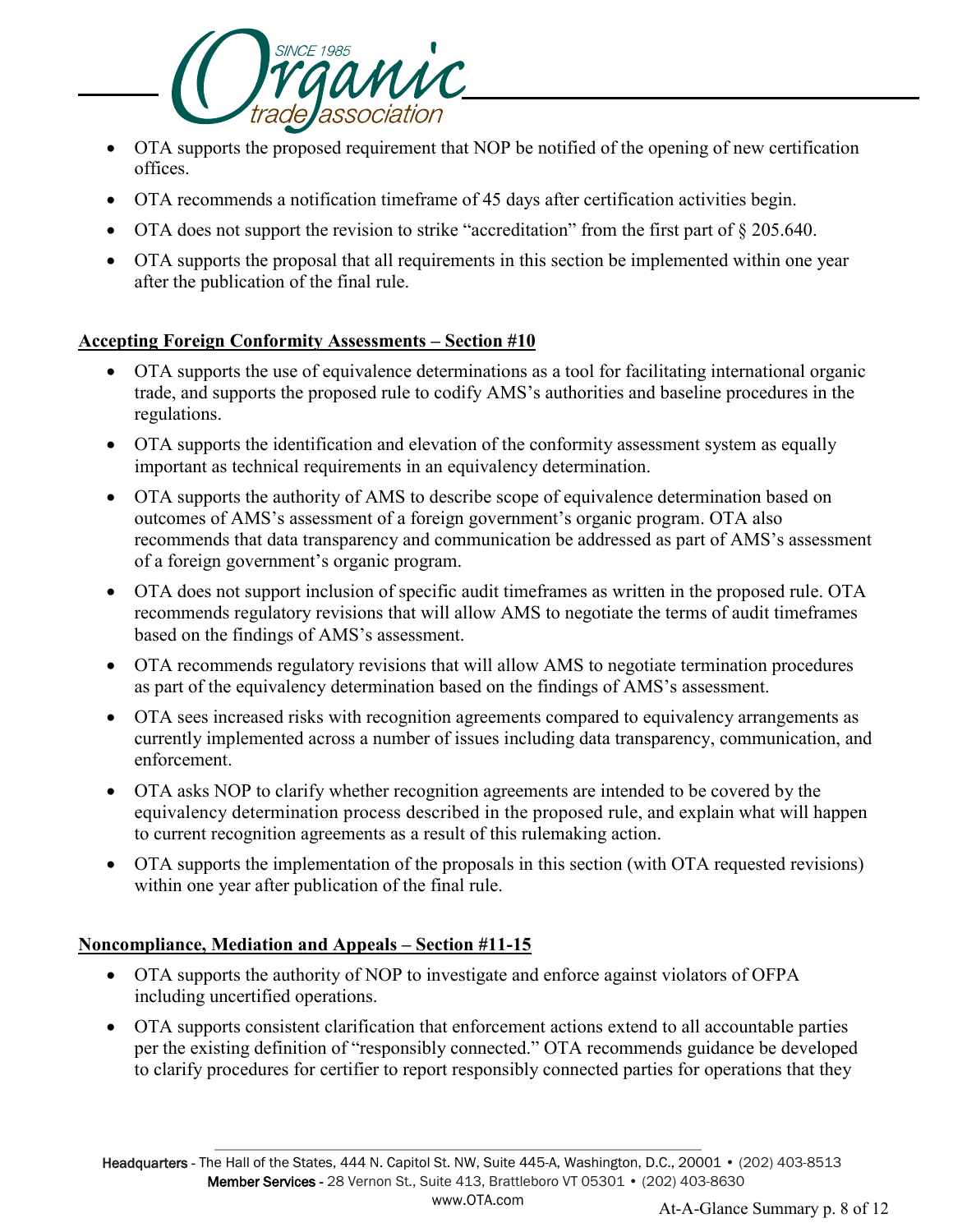- OTA supports the proposed requirement that NOP be notified of the opening of new certification offices.
- OTA recommends a notification timeframe of 45 days after certification activities begin.
- OTA does not support the revision to strike "accreditation" from the first part of § 205.640.
- OTA supports the proposal that all requirements in this section be implemented within one year after the publication of the final rule.

**Accepting Foreign Conformity Assessments – Section #10**

- OTA supports the use of equivalence determinations as a tool for facilitating international organic trade, and supports the proposed rule to codify AMS's authorities and baseline procedures in the regulations.
- OTA supports the identification and elevation of the conformity assessment system as equally important as technical requirements in an equivalency determination.
- OTA supports the authority of AMS to describe scope of equivalence determination based on outcomes of AMS's assessment of a foreign government's organic program. OTA also recommends that data transparency and communication be addressed as part of AMS's assessment of a foreign government's organic program.
- OTA does not support inclusion of specific audit timeframes as written in the proposed rule. OTA recommends regulatory revisions that will allow AMS to negotiate the terms of audit timeframes based on the findings of AMS's assessment.
- OTA recommends regulatory revisions that will allow AMS to negotiate termination procedures as part of the equivalency determination based on the findings of AMS's assessment.
- OTA sees increased risks with recognition agreements compared to equivalency arrangements as currently implemented across a number of issues including data transparency, communication, and enforcement.
- OTA asks NOP to clarify whether recognition agreements are intended to be covered by the equivalency determination process described in the proposed rule, and explain what will happen to current recognition agreements as a result of this rulemaking action.
- OTA supports the implementation of the proposals in this section (with OTA requested revisions) within one year after publication of the final rule.

**Noncompliance, Mediation and Appeals – Section #11-15**

- OTA supports the authority of NOP to investigate and enforce against violators of OFPA including uncertified operations.
- OTA supports consistent clarification that enforcement actions extend to all accountable parties per the existing definition of "responsibly connected." OTA recommends guidance be developed to clarify procedures for certifier to report responsibly connected parties for operations that they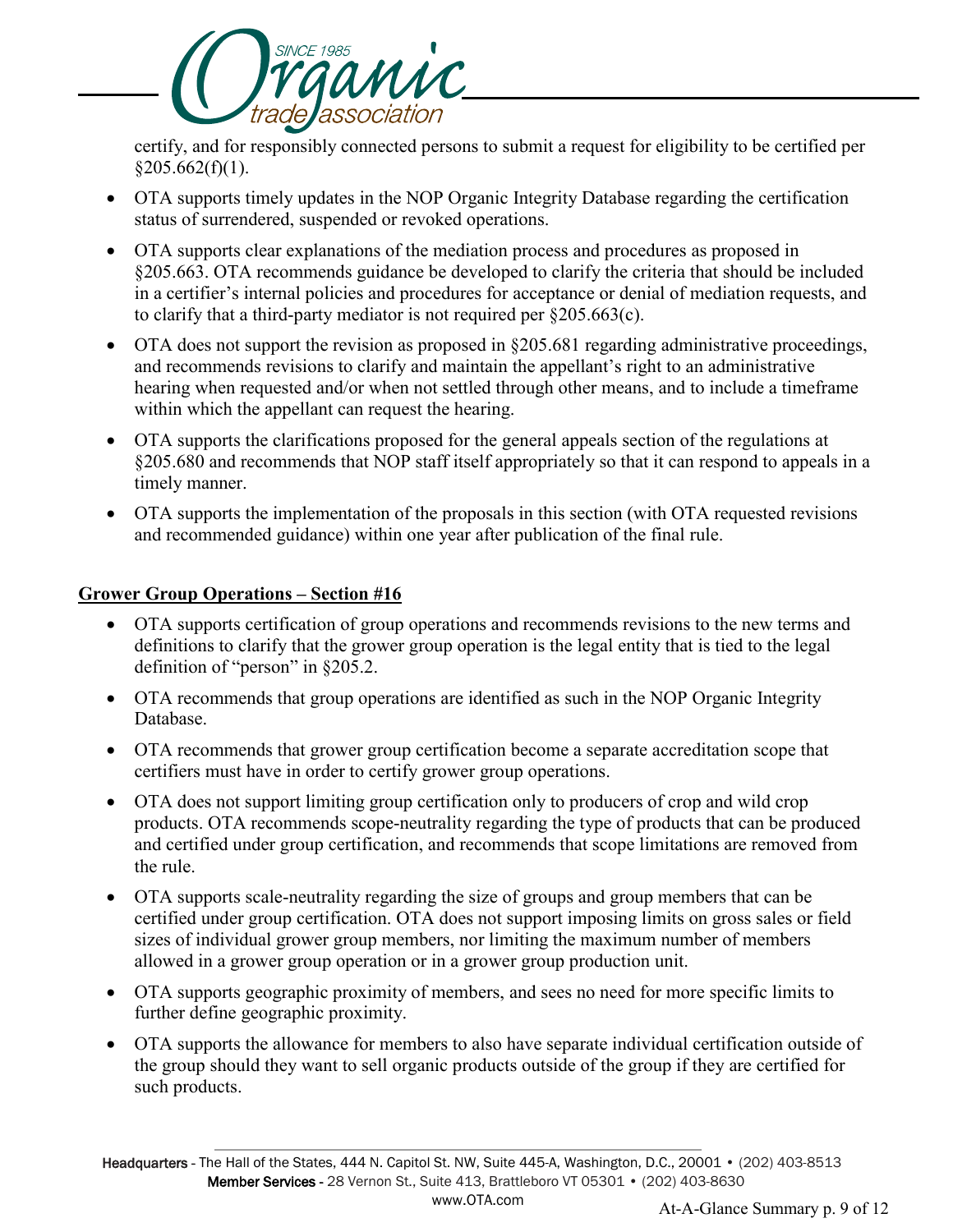certify, and for responsibly connected persons to submit a request for eligibility to be certified per §205.662(f)(1).

- OTA supports timely updates in the NOP Organic Integrity Database regarding the certification status of surrendered, suspended or revoked operations.
- OTA supports clear explanations of the mediation process and procedures as proposed in §205.663. OTA recommends guidance be developed to clarify the criteria that should be included in a certifier's internal policies and procedures for acceptance or denial of mediation requests, and to clarify that a third-party mediator is not required per §205.663(c).
- OTA does not support the revision as proposed in §205.681 regarding administrative proceedings, and recommends revisions to clarify and maintain the appellant's right to an administrative hearing when requested and/or when not settled through other means, and to include a timeframe within which the appellant can request the hearing.
- OTA supports the clarifications proposed for the general appeals section of the regulations at §205.680 and recommends that NOP staff itself appropriately so that it can respond to appeals in a timely manner.
- OTA supports the implementation of the proposals in this section (with OTA requested revisions and recommended guidance) within one year after publication of the final rule.

## Grower Group Operations – Section #16

- OTA supports certification of group operations and recommends revisions to the new terms and definitions to clarify that the grower group operation is the legal entity that is tied to the legal definition of "person" in §205.2.
- OTA recommends that group operations are identified as such in the NOP Organic Integrity Database.
- OTA recommends that grower group certification become a separate accreditation scope that certifiers must have in order to certify grower group operations.
- OTA does not support limiting group certification only to producers of crop and wild crop products. OTA recommends scope-neutrality regarding the type of products that can be produced and certified under group certification, and recommends that scope limitations are removed from the rule.
- OTA supports scale-neutrality regarding the size of groups and group members that can be certified under group certification. OTA does not support imposing limits on gross sales or field sizes of individual grower group members, nor limiting the maximum number of members allowed in a grower group operation or in a grower group production unit.
- OTA supports geographic proximity of members, and sees no need for more specific limits to further define geographic proximity.
- OTA supports the allowance for members to also have separate individual certification outside of the group should they want to sell organic products outside of the group if they are certified for such products.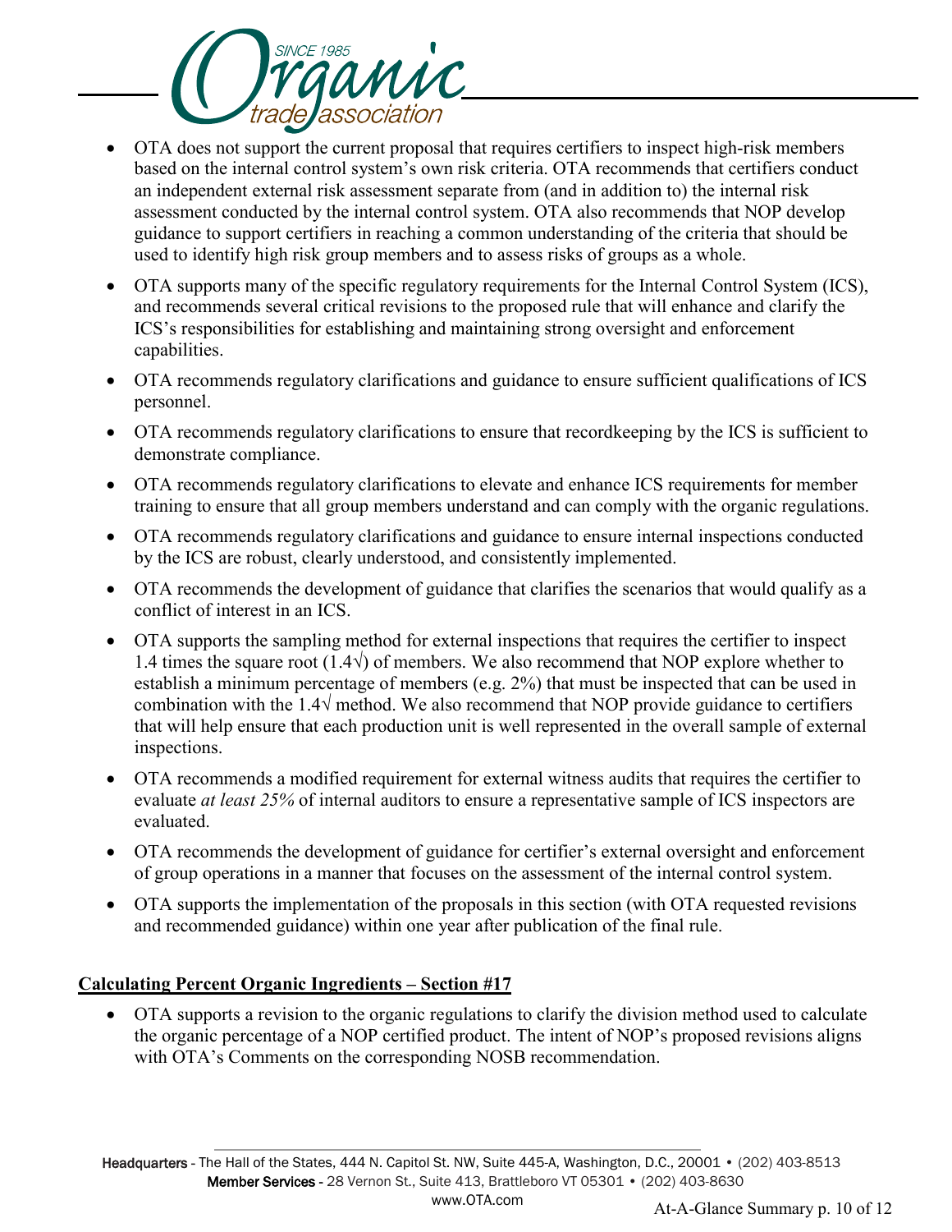- OTA does not support the current proposal that requires certifiers to inspect high-risk members based on the internal control system's own risk criteria. OTA recommends that certifiers conduct an independent external risk assessment separate from (and in addition to) the internal risk assessment conducted by the internal control system. OTA also recommends that NOP develop guidance to support certifiers in reaching a common understanding of the criteria that should be used to identify high risk group members and to assess risks of groups as a whole.
- OTA supports many of the specific regulatory requirements for the Internal Control System (ICS), and recommends several critical revisions to the proposed rule that will enhance and clarify the ICS's responsibilities for establishing and maintaining strong oversight and enforcement capabilities.
- OTA recommends regulatory clarifications and guidance to ensure sufficient qualifications of ICS personnel.
- OTA recommends regulatory clarifications to ensure that recordkeeping by the ICS is sufficient to demonstrate compliance.
- OTA recommends regulatory clarifications to elevate and enhance ICS requirements for member training to ensure that all group members understand and can comply with the organic regulations.
- OTA recommends regulatory clarifications and guidance to ensure internal inspections conducted by the ICS are robust, clearly understood, and consistently implemented.
- OTA recommends the development of guidance that clarifies the scenarios that would qualify as a conflict of interest in an ICS.
- OTA supports the sampling method for external inspections that requires the certifier to inspect 1.4 times the square root (1.4√) of members. We also recommend that NOP explore whether to establish a minimum percentage of members (e.g. 2%) that must be inspected that can be used in combination with the 1.4√ method. We also recommend that NOP provide guidance to certifiers that will help ensure that each production unit is well represented in the overall sample of external inspections.
- OTA recommends a modified requirement for external witness audits that requires the certifier to evaluate *at least 25%* of internal auditors to ensure a representative sample of ICS inspectors are evaluated.
- OTA recommends the development of guidance for certifier's external oversight and enforcement of group operations in a manner that focuses on the assessment of the internal control system.
- OTA supports the implementation of the proposals in this section (with OTA requested revisions and recommended guidance) within one year after publication of the final rule.

**Calculating Percent Organic Ingredients – Section #17**

- OTA supports a revision to the organic regulations to clarify the division method used to calculate the organic percentage of a NOP certified product. The intent of NOP's proposed revisions aligns with OTA's Comments on the corresponding NOSB recommendation.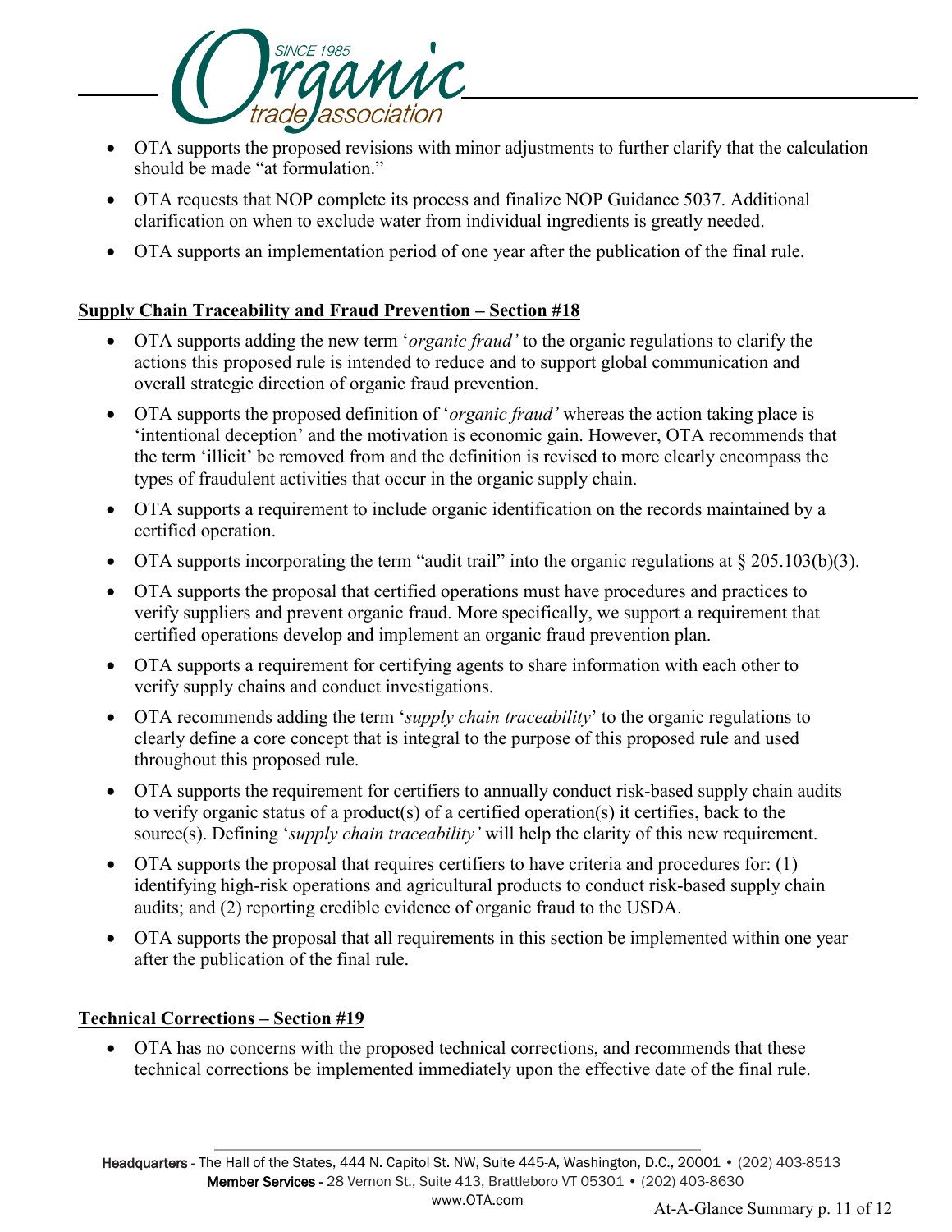- OTA supports the proposed revisions with minor adjustments to further clarify that the calculation should be made "at formulation."
- OTA requests that NOP complete its process and finalize NOP Guidance 5037. Additional clarification on when to exclude water from individual ingredients is greatly needed.
- OTA supports an implementation period of one year after the publication of the final rule.

**Supply Chain Traceability and Fraud Prevention – Section #18**

- OTA supports adding the new term '*organic fraud'* to the organic regulations to clarify the actions this proposed rule is intended to reduce and to support global communication and overall strategic direction of organic fraud prevention.
- OTA supports the proposed definition of '*organic fraud'* whereas the action taking place is 'intentional deception' and the motivation is economic gain. However, OTA recommends that the term 'illicit' be removed from and the definition is revised to more clearly encompass the types of fraudulent activities that occur in the organic supply chain.
- OTA supports a requirement to include organic identification on the records maintained by a certified operation.
- OTA supports incorporating the term "audit trail" into the organic regulations at § 205.103(b)(3).
- OTA supports the proposal that certified operations must have procedures and practices to verify suppliers and prevent organic fraud. More specifically, we support a requirement that certified operations develop and implement an organic fraud prevention plan.
- OTA supports a requirement for certifying agents to share information with each other to verify supply chains and conduct investigations.
- OTA recommends adding the term '*supply chain traceability*' to the organic regulations to clearly define a core concept that is integral to the purpose of this proposed rule and used throughout this proposed rule.
- OTA supports the requirement for certifiers to annually conduct risk-based supply chain audits to verify organic status of a product(s) of a certified operation(s) it certifies, back to the source(s). Defining '*supply chain traceability'* will help the clarity of this new requirement.
- OTA supports the proposal that requires certifiers to have criteria and procedures for: (1) identifying high-risk operations and agricultural products to conduct risk-based supply chain audits; and (2) reporting credible evidence of organic fraud to the USDA.
- OTA supports the proposal that all requirements in this section be implemented within one year after the publication of the final rule.

**Technical Corrections – Section #19**

- OTA has no concerns with the proposed technical corrections, and recommends that these technical corrections be implemented immediately upon the effective date of the final rule.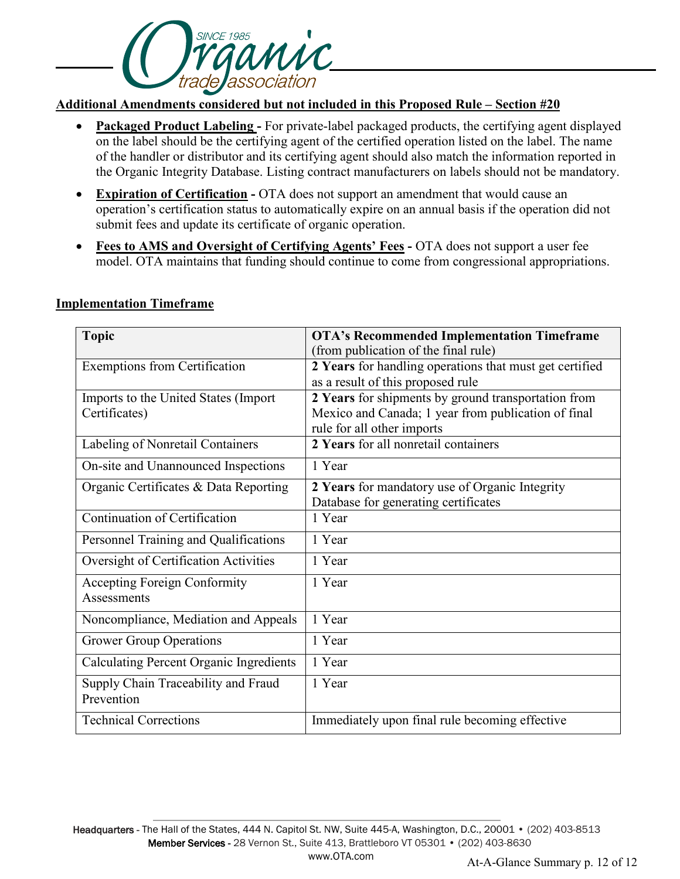**Additional Amendments considered but not included in this Proposed Rule – Section #20**

- **Packaged Product Labeling -** For private-label packaged products, the certifying agent displayed on the label should be the certifying agent of the certified operation listed on the label. The name of the handler or distributor and its certifying agent should also match the information reported in the Organic Integrity Database. Listing contract manufacturers on labels should not be mandatory.
- **Expiration of Certification -** OTA does not support an amendment that would cause an operation's certification status to automatically expire on an annual basis if the operation did not submit fees and update its certificate of organic operation.
- **Fees to AMS and Oversight of Certifying Agents' Fees -** OTA does not support a user fee model. OTA maintains that funding should continue to come from congressional appropriations.

**Implementation Timeframe**

| Topic | OTA's Recommended Implementation Timeframe (from publication of the final rule) |
|---|---|
| Exemptions from Certification | **2 Years** for handling operations that must get certified as a result of this proposed rule |
| Imports to the United States (Import Certificates) | **2 Years** for shipments by ground transportation from Mexico and Canada; 1 year from publication of final rule for all other imports |
| Labeling of Nonretail Containers | **2 Years** for all nonretail containers |
| On-site and Unannounced Inspections | 1 Year |
| Organic Certificates & Data Reporting | **2 Years** for mandatory use of Organic Integrity Database for generating certificates |
| Continuation of Certification | 1 Year |
| Personnel Training and Qualifications | 1 Year |
| Oversight of Certification Activities | 1 Year |
| Accepting Foreign Conformity Assessments | 1 Year |
| Noncompliance, Mediation and Appeals | 1 Year |
| Grower Group Operations | 1 Year |
| Calculating Percent Organic Ingredients | 1 Year |
| Supply Chain Traceability and Fraud Prevention | 1 Year |
| Technical Corrections | Immediately upon final rule becoming effective |